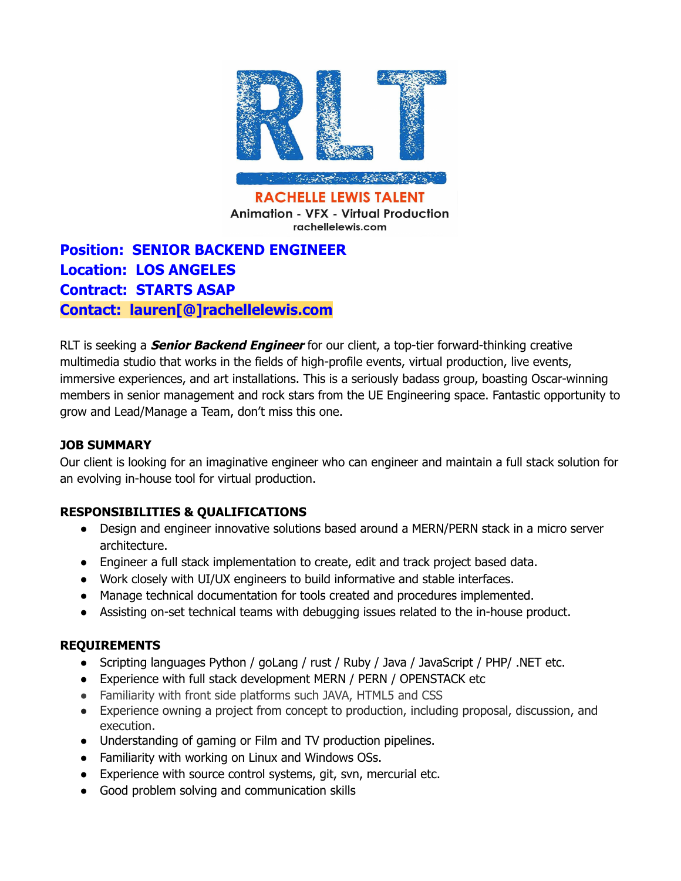RLT

RACHELLE LEWIS TALENT

Animation - VFX - Virtual Production

rachellelewis.com

**Position: SENIOR BACKEND ENGINEER**
**Location: LOS ANGELES**
**Contract: STARTS ASAP**
**Contact: lauren[@]rachellelewis.com**

RLT is seeking a ***Senior Backend Engineer*** for our client, a top-tier forward-thinking creative multimedia studio that works in the fields of high-profile events, virtual production, live events, immersive experiences, and art installations. This is a seriously badass group, boasting Oscar-winning members in senior management and rock stars from the UE Engineering space. Fantastic opportunity to grow and Lead/Manage a Team, don't miss this one.

**JOB SUMMARY**

Our client is looking for an imaginative engineer who can engineer and maintain a full stack solution for an evolving in-house tool for virtual production.

**RESPONSIBILITIES & QUALIFICATIONS**

- Design and engineer innovative solutions based around a MERN/PERN stack in a micro server architecture.
- Engineer a full stack implementation to create, edit and track project based data.
- Work closely with UI/UX engineers to build informative and stable interfaces.
- Manage technical documentation for tools created and procedures implemented.
- Assisting on-set technical teams with debugging issues related to the in-house product.

**REQUIREMENTS**

- Scripting languages Python / goLang / rust / Ruby / Java / JavaScript / PHP/ .NET etc.
- Experience with full stack development MERN / PERN / OPENSTACK etc
- Familiarity with front side platforms such JAVA, HTML5 and CSS
- Experience owning a project from concept to production, including proposal, discussion, and execution.
- Understanding of gaming or Film and TV production pipelines.
- Familiarity with working on Linux and Windows OSs.
- Experience with source control systems, git, svn, mercurial etc.
- Good problem solving and communication skills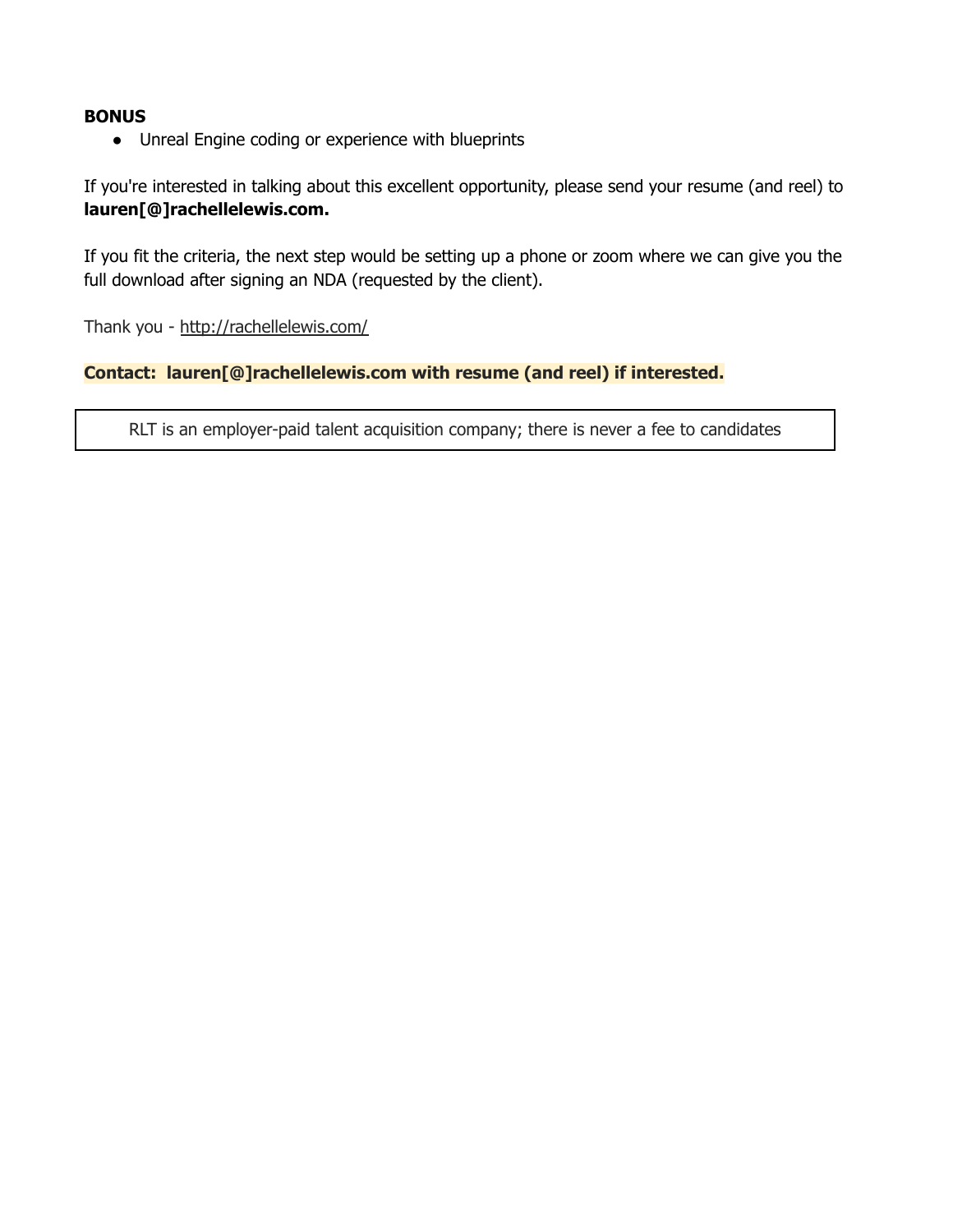**BONUS**

- Unreal Engine coding or experience with blueprints

If you're interested in talking about this excellent opportunity, please send your resume (and reel) to **lauren[@]rachellelewis.com.**

If you fit the criteria, the next step would be setting up a phone or zoom where we can give you the full download after signing an NDA (requested by the client).

Thank you - http://rachellelewis.com/

**Contact: lauren[@]rachellelewis.com with resume (and reel) if interested.**

RLT is an employer-paid talent acquisition company; there is never a fee to candidates